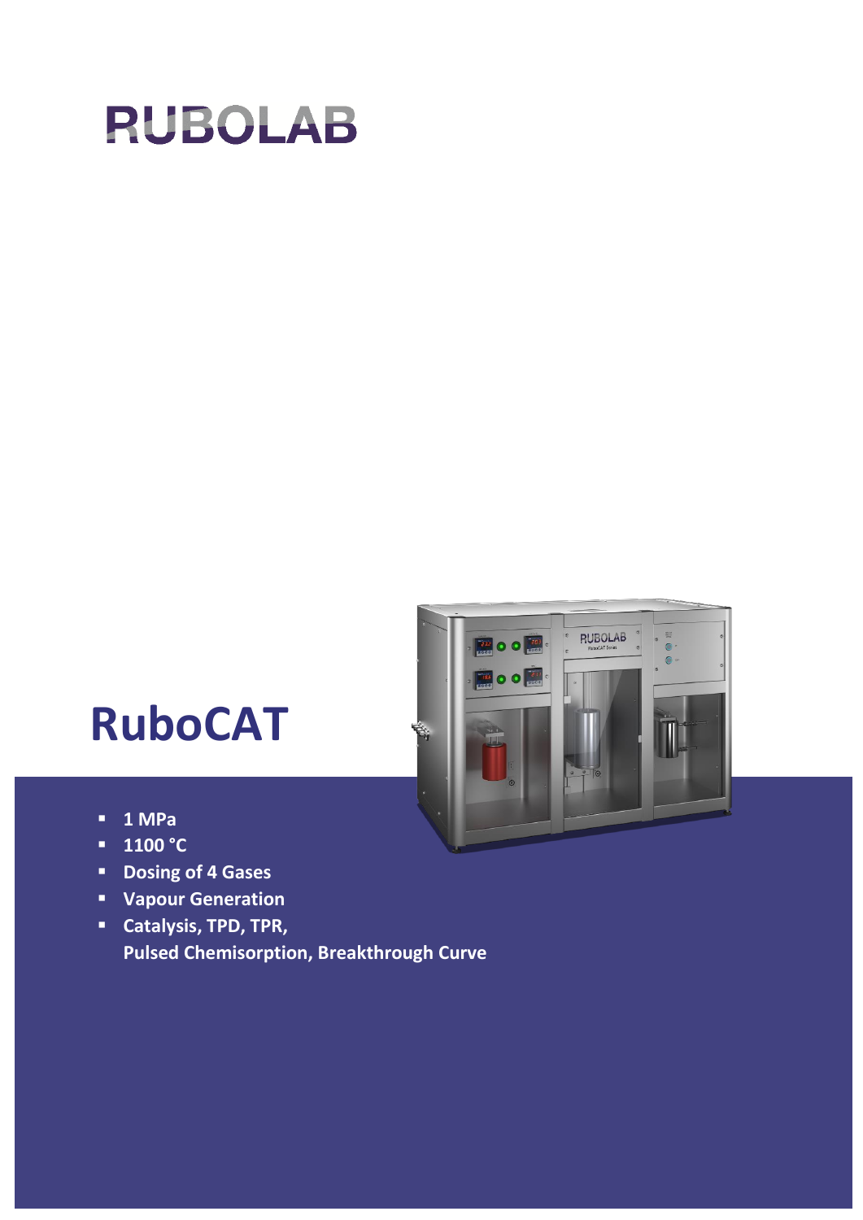# RUBOLAB

# RuboCAT

- 1 MPa
- 1100 °C
- Dosing of 4 Gases
- Vapour Generation
- Catalysis, TPD, TPR, Pulsed Chemisorption, Breakthrough Curve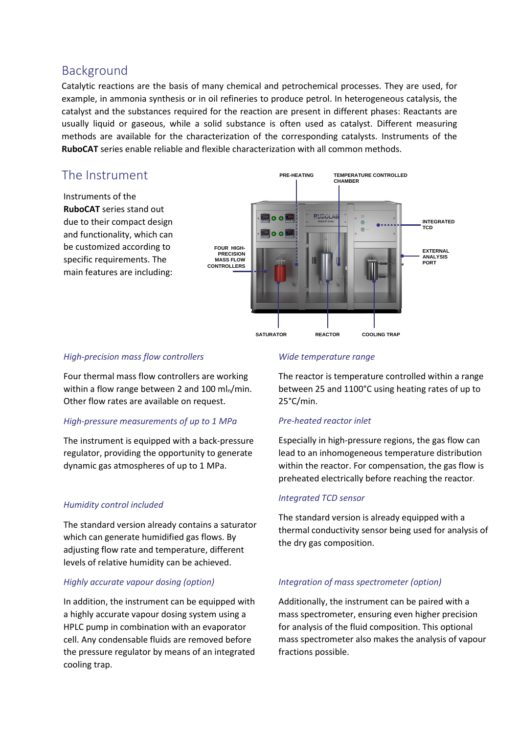## Background

Catalytic reactions are the basis of many chemical and petrochemical processes. They are used, for example, in ammonia synthesis or in oil refineries to produce petrol. In heterogeneous catalysis, the catalyst and the substances required for the reaction are present in different phases: Reactants are usually liquid or gaseous, while a solid substance is often used as catalyst. Different measuring methods are available for the characterization of the corresponding catalysts. Instruments of the **RuboCAT** series enable reliable and flexible characterization with all common methods.

## The Instrument

Instruments of the **RuboCAT** series stand out due to their compact design and functionality, which can be customized according to specific requirements. The main features are including:

PRE-HEATING

TEMPERATURE CONTROLLED CHAMBER

INTEGRATED TCD

EXTERNAL ANALYSIS PORT

FOUR HIGH-PRECISION MASS FLOW CONTROLLERS

SATURATOR

REACTOR

COOLING TRAP

### *High-precision mass flow controllers*

Four thermal mass flow controllers are working within a flow range between 2 and 100 $ml_n$/min. Other flow rates are available on request.

### *High-pressure measurements of up to 1 MPa*

The instrument is equipped with a back-pressure regulator, providing the opportunity to generate dynamic gas atmospheres of up to 1 MPa.

### *Humidity control included*

The standard version already contains a saturator which can generate humidified gas flows. By adjusting flow rate and temperature, different levels of relative humidity can be achieved.

### *Highly accurate vapour dosing (option)*

In addition, the instrument can be equipped with a highly accurate vapour dosing system using a HPLC pump in combination with an evaporator cell. Any condensable fluids are removed before the pressure regulator by means of an integrated cooling trap.

### *Wide temperature range*

The reactor is temperature controlled within a range between 25 and 1100°C using heating rates of up to 25°C/min.

### *Pre-heated reactor inlet*

Especially in high-pressure regions, the gas flow can lead to an inhomogeneous temperature distribution within the reactor. For compensation, the gas flow is preheated electrically before reaching the reactor.

### *Integrated TCD sensor*

The standard version is already equipped with a thermal conductivity sensor being used for analysis of the dry gas composition.

### *Integration of mass spectrometer (option)*

Additionally, the instrument can be paired with a mass spectrometer, ensuring even higher precision for analysis of the fluid composition. This optional mass spectrometer also makes the analysis of vapour fractions possible.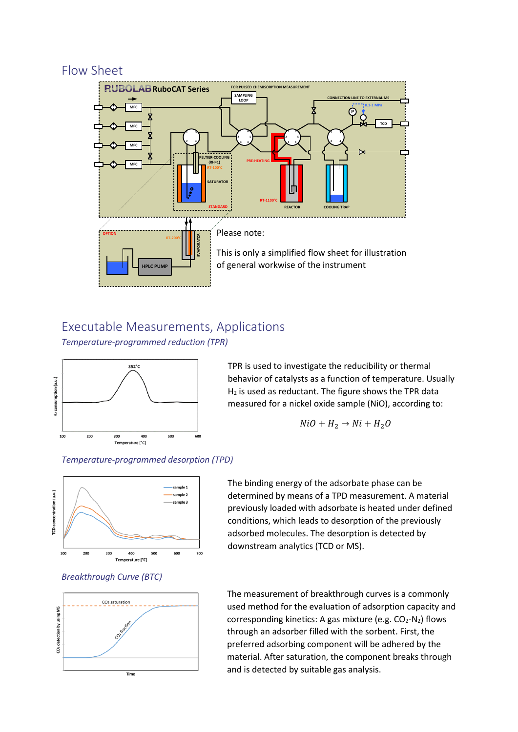## Flow Sheet

Please note:

This is only a simplified flow sheet for illustration of general workwise of the instrument

## Executable Measurements, Applications

### *Temperature-programmed reduction (TPR)*

TPR is used to investigate the reducibility or thermal behavior of catalysts as a function of temperature. Usually $H_2$ is used as reductant. The figure shows the TPR data measured for a nickel oxide sample (NiO), according to:

$$NiO + H_2 \rightarrow Ni + H_2O$$

### *Temperature-programmed desorption (TPD)*

The binding energy of the adsorbate phase can be determined by means of a TPD measurement. A material previously loaded with adsorbate is heated under defined conditions, which leads to desorption of the previously adsorbed molecules. The desorption is detected by downstream analytics (TCD or MS).

### *Breakthrough Curve (BTC)*

The measurement of breakthrough curves is a commonly used method for the evaluation of adsorption capacity and corresponding kinetics: A gas mixture (e.g. $CO_2$-$N_2$) flows through an adsorber filled with the sorbent. First, the preferred adsorbing component will be adhered by the material. After saturation, the component breaks through and is detected by suitable gas analysis.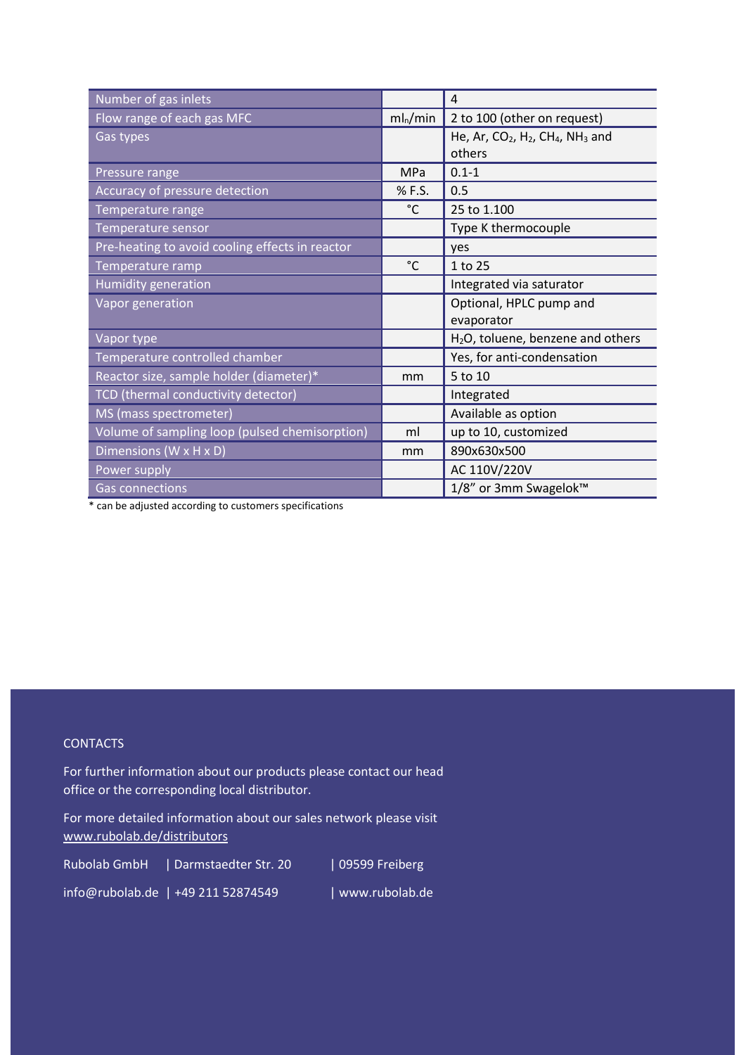| | | |
|---|---|---|
| Number of gas inlets | | 4 |
| Flow range of each gas MFC | $ml_n$/min | 2 to 100 (other on request) |
| Gas types | | He, Ar, $CO_2$, $H_2$, $CH_4$, $NH_3$ and others |
| Pressure range | MPa | 0.1-1 |
| Accuracy of pressure detection | % F.S. | 0.5 |
| Temperature range | °C | 25 to 1.100 |
| Temperature sensor | | Type K thermocouple |
| Pre-heating to avoid cooling effects in reactor | | yes |
| Temperature ramp | °C | 1 to 25 |
| Humidity generation | | Integrated via saturator |
| Vapor generation | | Optional, HPLC pump and evaporator |
| Vapor type | | $H_2O$, toluene, benzene and others |
| Temperature controlled chamber | | Yes, for anti-condensation |
| Reactor size, sample holder (diameter)* | mm | 5 to 10 |
| TCD (thermal conductivity detector) | | Integrated |
| MS (mass spectrometer) | | Available as option |
| Volume of sampling loop (pulsed chemisorption) | ml | up to 10, customized |
| Dimensions (W x H x D) | mm | 890x630x500 |
| Power supply | | AC 110V/220V |
| Gas connections | | 1/8" or 3mm Swagelok™ |

* can be adjusted according to customers specifications

CONTACTS

For further information about our products please contact our head office or the corresponding local distributor.

For more detailed information about our sales network please visit www.rubolab.de/distributors

Rubolab GmbH | Darmstaedter Str. 20 | 09599 Freiberg

info@rubolab.de | +49 211 52874549 | www.rubolab.de